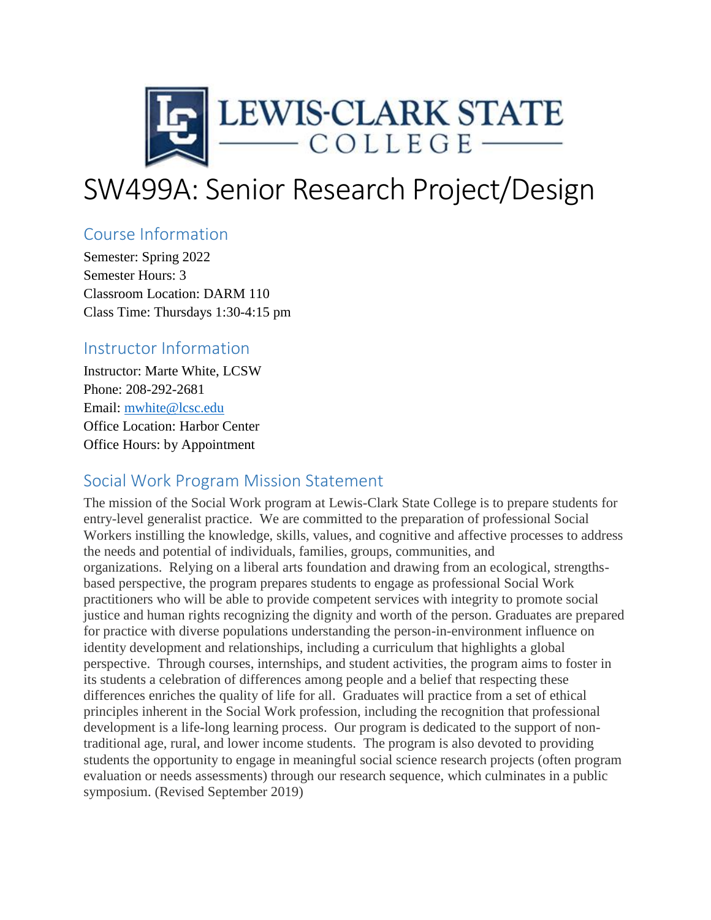# SW499A: Senior Research Project/Design

## Course Information

Semester: Spring 2022
Semester Hours: 3
Classroom Location: DARM 110
Class Time: Thursdays 1:30-4:15 pm

## Instructor Information

Instructor: Marte White, LCSW
Phone: 208-292-2681
Email: mwhite@lcsc.edu
Office Location: Harbor Center
Office Hours: by Appointment

## Social Work Program Mission Statement

The mission of the Social Work program at Lewis-Clark State College is to prepare students for entry-level generalist practice. We are committed to the preparation of professional Social Workers instilling the knowledge, skills, values, and cognitive and affective processes to address the needs and potential of individuals, families, groups, communities, and organizations. Relying on a liberal arts foundation and drawing from an ecological, strengths-based perspective, the program prepares students to engage as professional Social Work practitioners who will be able to provide competent services with integrity to promote social justice and human rights recognizing the dignity and worth of the person. Graduates are prepared for practice with diverse populations understanding the person-in-environment influence on identity development and relationships, including a curriculum that highlights a global perspective. Through courses, internships, and student activities, the program aims to foster in its students a celebration of differences among people and a belief that respecting these differences enriches the quality of life for all. Graduates will practice from a set of ethical principles inherent in the Social Work profession, including the recognition that professional development is a life-long learning process. Our program is dedicated to the support of non-traditional age, rural, and lower income students. The program is also devoted to providing students the opportunity to engage in meaningful social science research projects (often program evaluation or needs assessments) through our research sequence, which culminates in a public symposium. (Revised September 2019)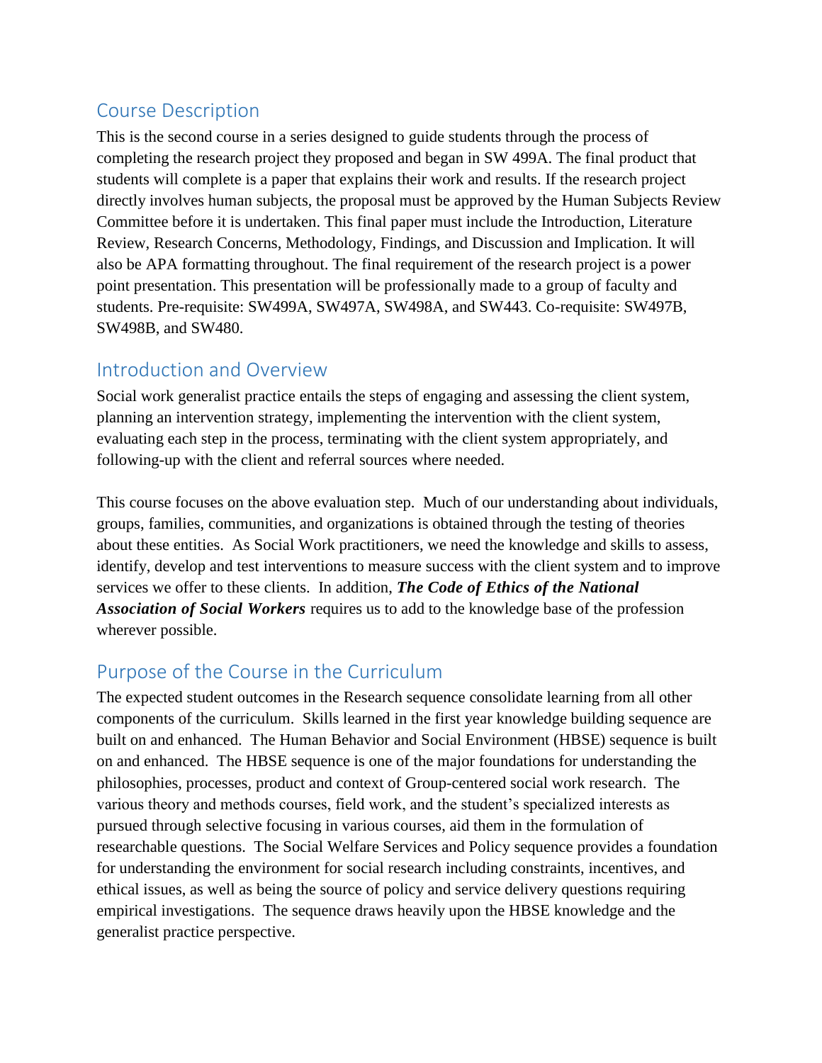## Course Description

This is the second course in a series designed to guide students through the process of completing the research project they proposed and began in SW 499A. The final product that students will complete is a paper that explains their work and results. If the research project directly involves human subjects, the proposal must be approved by the Human Subjects Review Committee before it is undertaken. This final paper must include the Introduction, Literature Review, Research Concerns, Methodology, Findings, and Discussion and Implication. It will also be APA formatting throughout. The final requirement of the research project is a power point presentation. This presentation will be professionally made to a group of faculty and students. Pre-requisite: SW499A, SW497A, SW498A, and SW443. Co-requisite: SW497B, SW498B, and SW480.

## Introduction and Overview

Social work generalist practice entails the steps of engaging and assessing the client system, planning an intervention strategy, implementing the intervention with the client system, evaluating each step in the process, terminating with the client system appropriately, and following-up with the client and referral sources where needed.

This course focuses on the above evaluation step. Much of our understanding about individuals, groups, families, communities, and organizations is obtained through the testing of theories about these entities. As Social Work practitioners, we need the knowledge and skills to assess, identify, develop and test interventions to measure success with the client system and to improve services we offer to these clients. In addition, ***The Code of Ethics of the National Association of Social Workers*** requires us to add to the knowledge base of the profession wherever possible.

## Purpose of the Course in the Curriculum

The expected student outcomes in the Research sequence consolidate learning from all other components of the curriculum. Skills learned in the first year knowledge building sequence are built on and enhanced. The Human Behavior and Social Environment (HBSE) sequence is built on and enhanced. The HBSE sequence is one of the major foundations for understanding the philosophies, processes, product and context of Group-centered social work research. The various theory and methods courses, field work, and the student's specialized interests as pursued through selective focusing in various courses, aid them in the formulation of researchable questions. The Social Welfare Services and Policy sequence provides a foundation for understanding the environment for social research including constraints, incentives, and ethical issues, as well as being the source of policy and service delivery questions requiring empirical investigations. The sequence draws heavily upon the HBSE knowledge and the generalist practice perspective.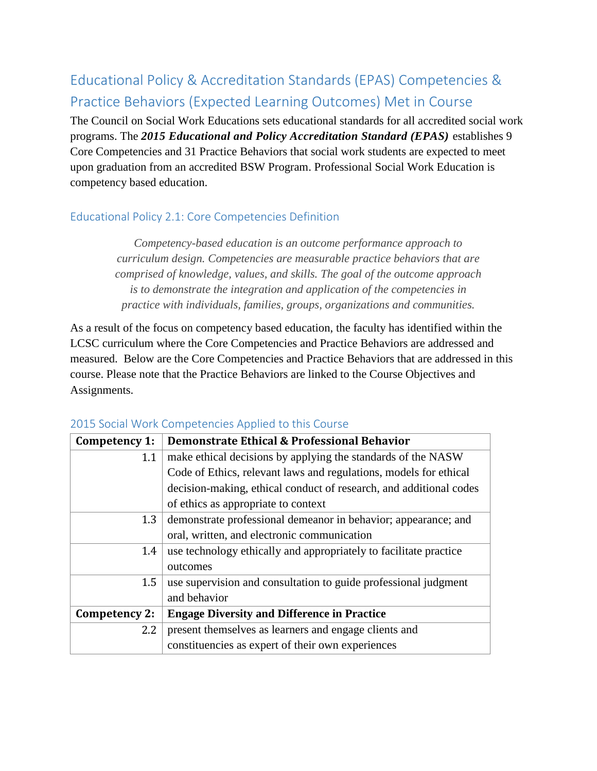## Educational Policy & Accreditation Standards (EPAS) Competencies & Practice Behaviors (Expected Learning Outcomes) Met in Course

The Council on Social Work Educations sets educational standards for all accredited social work programs. The ***2015 Educational and Policy Accreditation Standard (EPAS)*** establishes 9 Core Competencies and 31 Practice Behaviors that social work students are expected to meet upon graduation from an accredited BSW Program. Professional Social Work Education is competency based education.

### Educational Policy 2.1: Core Competencies Definition

> *Competency-based education is an outcome performance approach to curriculum design. Competencies are measurable practice behaviors that are comprised of knowledge, values, and skills. The goal of the outcome approach is to demonstrate the integration and application of the competencies in practice with individuals, families, groups, organizations and communities.*

As a result of the focus on competency based education, the faculty has identified within the LCSC curriculum where the Core Competencies and Practice Behaviors are addressed and measured. Below are the Core Competencies and Practice Behaviors that are addressed in this course. Please note that the Practice Behaviors are linked to the Course Objectives and Assignments.

### 2015 Social Work Competencies Applied to this Course

| **Competency 1:** | **Demonstrate Ethical & Professional Behavior** |
|---|---|
| 1.1 | make ethical decisions by applying the standards of the NASW Code of Ethics, relevant laws and regulations, models for ethical decision-making, ethical conduct of research, and additional codes of ethics as appropriate to context |
| 1.3 | demonstrate professional demeanor in behavior; appearance; and oral, written, and electronic communication |
| 1.4 | use technology ethically and appropriately to facilitate practice outcomes |
| 1.5 | use supervision and consultation to guide professional judgment and behavior |
| **Competency 2:** | **Engage Diversity and Difference in Practice** |
| 2.2 | present themselves as learners and engage clients and constituencies as expert of their own experiences |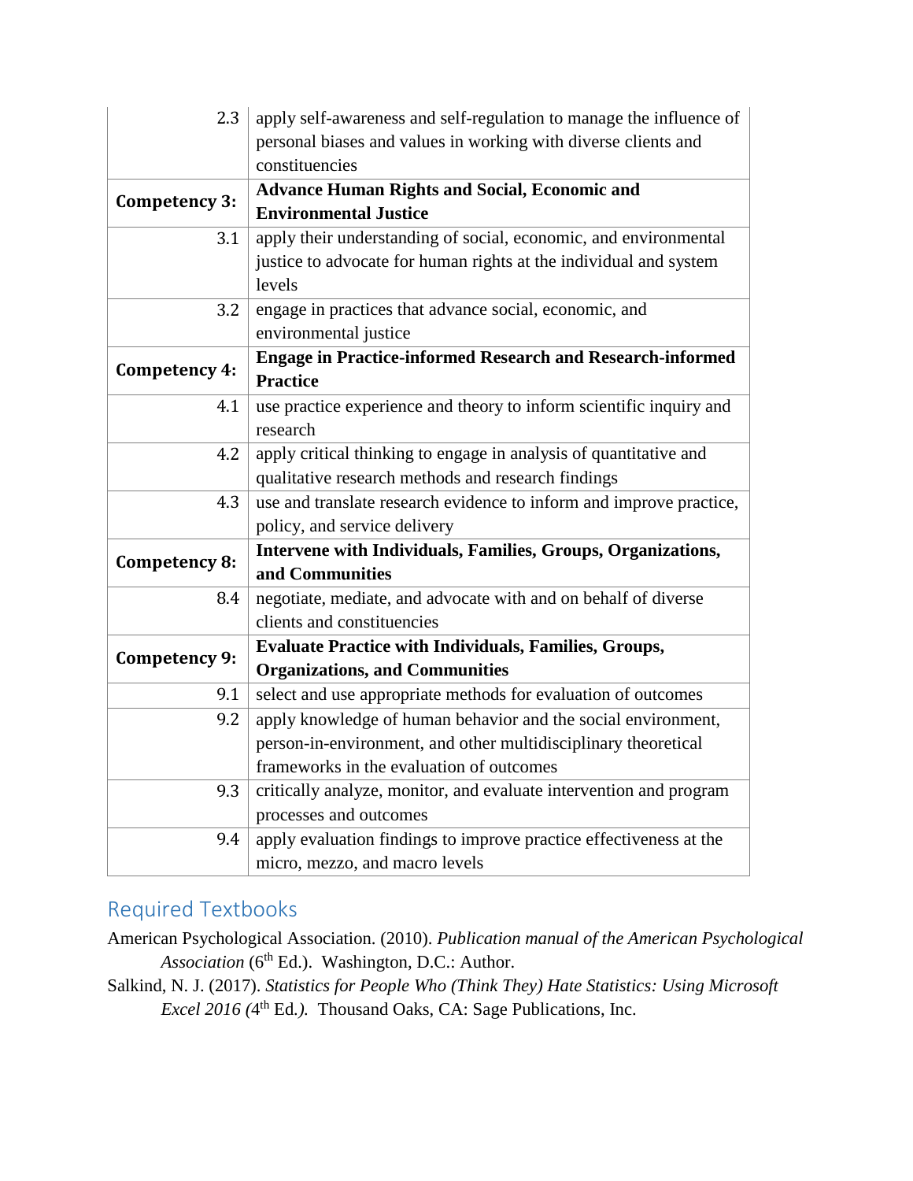| | |
|---|---|
| 2.3 | apply self-awareness and self-regulation to manage the influence of personal biases and values in working with diverse clients and constituencies |
| **Competency 3:** | **Advance Human Rights and Social, Economic and Environmental Justice** |
| 3.1 | apply their understanding of social, economic, and environmental justice to advocate for human rights at the individual and system levels |
| 3.2 | engage in practices that advance social, economic, and environmental justice |
| **Competency 4:** | **Engage in Practice-informed Research and Research-informed Practice** |
| 4.1 | use practice experience and theory to inform scientific inquiry and research |
| 4.2 | apply critical thinking to engage in analysis of quantitative and qualitative research methods and research findings |
| 4.3 | use and translate research evidence to inform and improve practice, policy, and service delivery |
| **Competency 8:** | **Intervene with Individuals, Families, Groups, Organizations, and Communities** |
| 8.4 | negotiate, mediate, and advocate with and on behalf of diverse clients and constituencies |
| **Competency 9:** | **Evaluate Practice with Individuals, Families, Groups, Organizations, and Communities** |
| 9.1 | select and use appropriate methods for evaluation of outcomes |
| 9.2 | apply knowledge of human behavior and the social environment, person-in-environment, and other multidisciplinary theoretical frameworks in the evaluation of outcomes |
| 9.3 | critically analyze, monitor, and evaluate intervention and program processes and outcomes |
| 9.4 | apply evaluation findings to improve practice effectiveness at the micro, mezzo, and macro levels |

## Required Textbooks

American Psychological Association. (2010). *Publication manual of the American Psychological Association* (6th Ed.). Washington, D.C.: Author.

Salkind, N. J. (2017). *Statistics for People Who (Think They) Hate Statistics: Using Microsoft Excel 2016 (*4th Ed*.).* Thousand Oaks, CA: Sage Publications, Inc.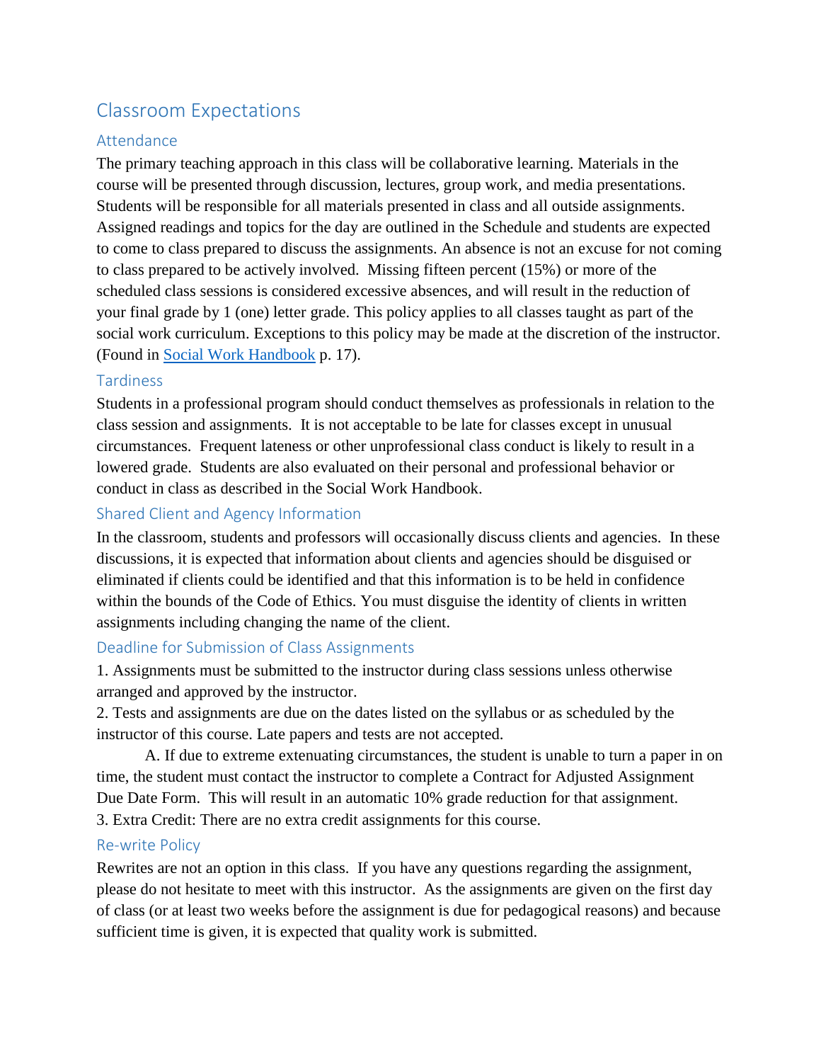# Classroom Expectations

## Attendance

The primary teaching approach in this class will be collaborative learning. Materials in the course will be presented through discussion, lectures, group work, and media presentations. Students will be responsible for all materials presented in class and all outside assignments. Assigned readings and topics for the day are outlined in the Schedule and students are expected to come to class prepared to discuss the assignments. An absence is not an excuse for not coming to class prepared to be actively involved. Missing fifteen percent (15%) or more of the scheduled class sessions is considered excessive absences, and will result in the reduction of your final grade by 1 (one) letter grade. This policy applies to all classes taught as part of the social work curriculum. Exceptions to this policy may be made at the discretion of the instructor. (Found in Social Work Handbook p. 17).

## Tardiness

Students in a professional program should conduct themselves as professionals in relation to the class session and assignments. It is not acceptable to be late for classes except in unusual circumstances. Frequent lateness or other unprofessional class conduct is likely to result in a lowered grade. Students are also evaluated on their personal and professional behavior or conduct in class as described in the Social Work Handbook.

## Shared Client and Agency Information

In the classroom, students and professors will occasionally discuss clients and agencies. In these discussions, it is expected that information about clients and agencies should be disguised or eliminated if clients could be identified and that this information is to be held in confidence within the bounds of the Code of Ethics. You must disguise the identity of clients in written assignments including changing the name of the client.

## Deadline for Submission of Class Assignments

1. Assignments must be submitted to the instructor during class sessions unless otherwise arranged and approved by the instructor.
2. Tests and assignments are due on the dates listed on the syllabus or as scheduled by the instructor of this course. Late papers and tests are not accepted.
    A. If due to extreme extenuating circumstances, the student is unable to turn a paper in on time, the student must contact the instructor to complete a Contract for Adjusted Assignment Due Date Form. This will result in an automatic 10% grade reduction for that assignment.
3. Extra Credit: There are no extra credit assignments for this course.

## Re-write Policy

Rewrites are not an option in this class. If you have any questions regarding the assignment, please do not hesitate to meet with this instructor. As the assignments are given on the first day of class (or at least two weeks before the assignment is due for pedagogical reasons) and because sufficient time is given, it is expected that quality work is submitted.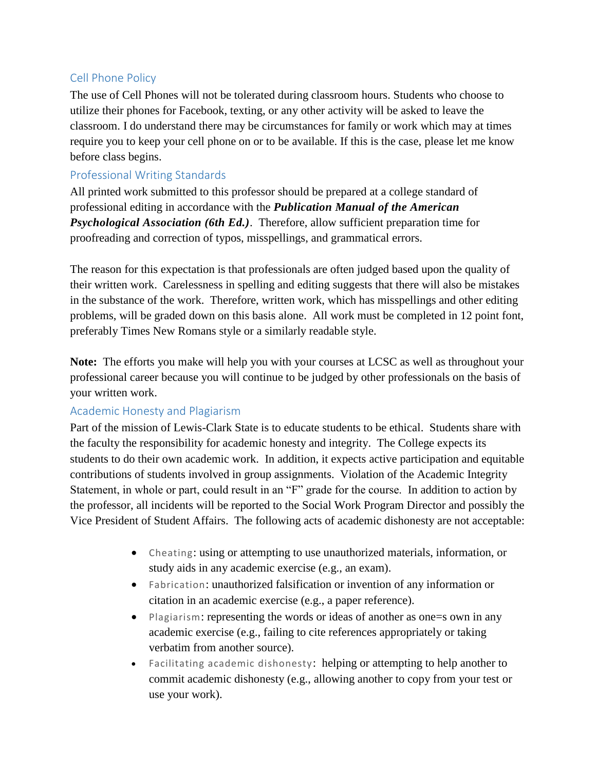## Cell Phone Policy

The use of Cell Phones will not be tolerated during classroom hours. Students who choose to utilize their phones for Facebook, texting, or any other activity will be asked to leave the classroom. I do understand there may be circumstances for family or work which may at times require you to keep your cell phone on or to be available. If this is the case, please let me know before class begins.

## Professional Writing Standards

All printed work submitted to this professor should be prepared at a college standard of professional editing in accordance with the ***Publication Manual of the American Psychological Association (6th Ed.)***. Therefore, allow sufficient preparation time for proofreading and correction of typos, misspellings, and grammatical errors.

The reason for this expectation is that professionals are often judged based upon the quality of their written work. Carelessness in spelling and editing suggests that there will also be mistakes in the substance of the work. Therefore, written work, which has misspellings and other editing problems, will be graded down on this basis alone. All work must be completed in 12 point font, preferably Times New Romans style or a similarly readable style.

**Note:** The efforts you make will help you with your courses at LCSC as well as throughout your professional career because you will continue to be judged by other professionals on the basis of your written work.

## Academic Honesty and Plagiarism

Part of the mission of Lewis-Clark State is to educate students to be ethical. Students share with the faculty the responsibility for academic honesty and integrity. The College expects its students to do their own academic work. In addition, it expects active participation and equitable contributions of students involved in group assignments. Violation of the Academic Integrity Statement, in whole or part, could result in an "F" grade for the course. In addition to action by the professor, all incidents will be reported to the Social Work Program Director and possibly the Vice President of Student Affairs. The following acts of academic dishonesty are not acceptable:

- Cheating: using or attempting to use unauthorized materials, information, or study aids in any academic exercise (e.g., an exam).
- Fabrication: unauthorized falsification or invention of any information or citation in an academic exercise (e.g., a paper reference).
- Plagiarism: representing the words or ideas of another as one=s own in any academic exercise (e.g., failing to cite references appropriately or taking verbatim from another source).
- Facilitating academic dishonesty: helping or attempting to help another to commit academic dishonesty (e.g., allowing another to copy from your test or use your work).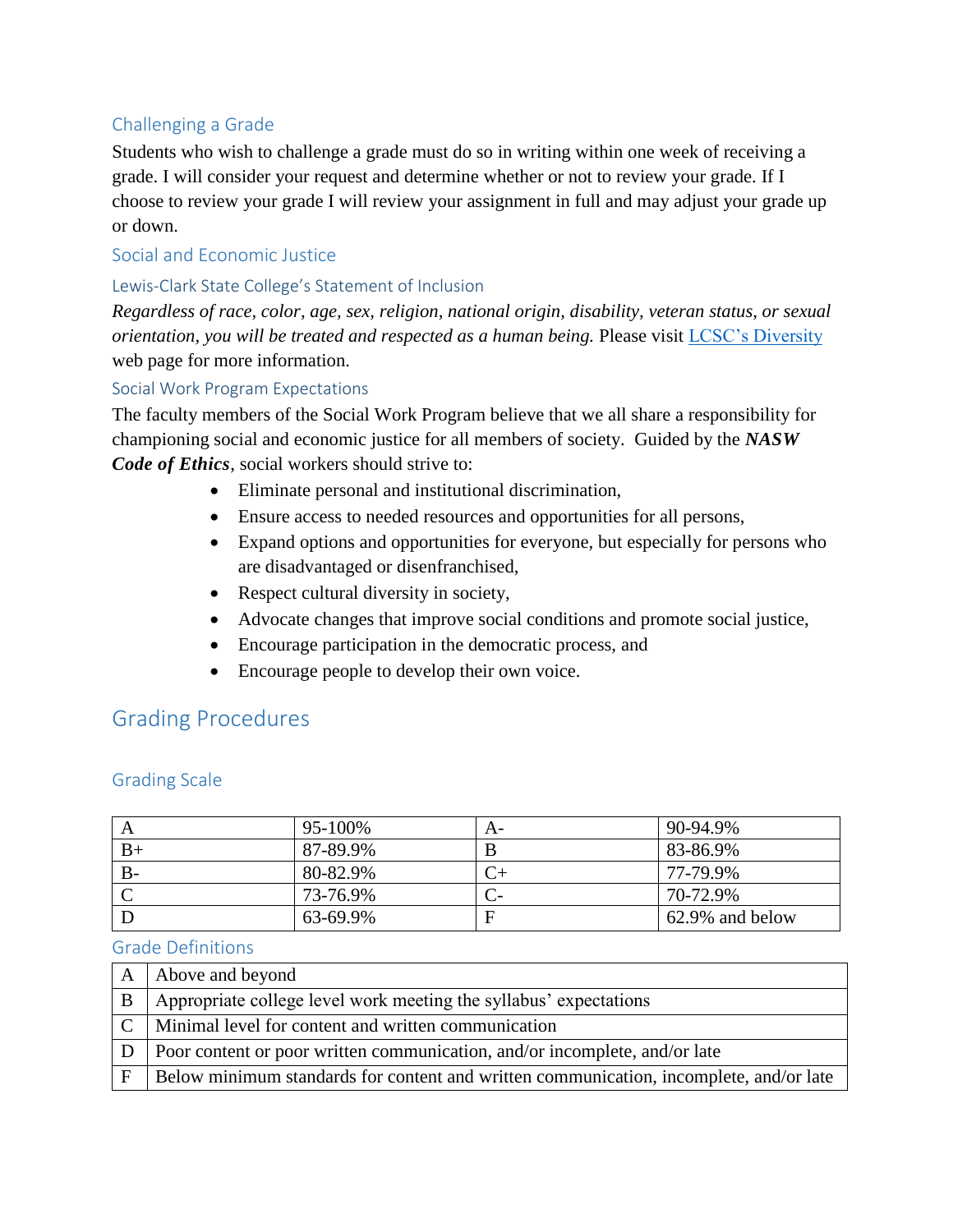### Challenging a Grade

Students who wish to challenge a grade must do so in writing within one week of receiving a grade. I will consider your request and determine whether or not to review your grade. If I choose to review your grade I will review your assignment in full and may adjust your grade up or down.

### Social and Economic Justice

#### Lewis-Clark State College's Statement of Inclusion

*Regardless of race, color, age, sex, religion, national origin, disability, veteran status, or sexual orientation, you will be treated and respected as a human being.* Please visit [LCSC's Diversity](LCSC's Diversity) web page for more information.

#### Social Work Program Expectations

The faculty members of the Social Work Program believe that we all share a responsibility for championing social and economic justice for all members of society. Guided by the ***NASW Code of Ethics***, social workers should strive to:

- Eliminate personal and institutional discrimination,
- Ensure access to needed resources and opportunities for all persons,
- Expand options and opportunities for everyone, but especially for persons who are disadvantaged or disenfranchised,
- Respect cultural diversity in society,
- Advocate changes that improve social conditions and promote social justice,
- Encourage participation in the democratic process, and
- Encourage people to develop their own voice.

## Grading Procedures

### Grading Scale

| | | | |
|---|---|---|---|
| A | 95-100% | A- | 90-94.9% |
| B+ | 87-89.9% | B | 83-86.9% |
| B- | 80-82.9% | C+ | 77-79.9% |
| C | 73-76.9% | C- | 70-72.9% |
| D | 63-69.9% | F | 62.9% and below |

### Grade Definitions

| | |
|---|---|
| A | Above and beyond |
| B | Appropriate college level work meeting the syllabus' expectations |
| C | Minimal level for content and written communication |
| D | Poor content or poor written communication, and/or incomplete, and/or late |
| F | Below minimum standards for content and written communication, incomplete, and/or late |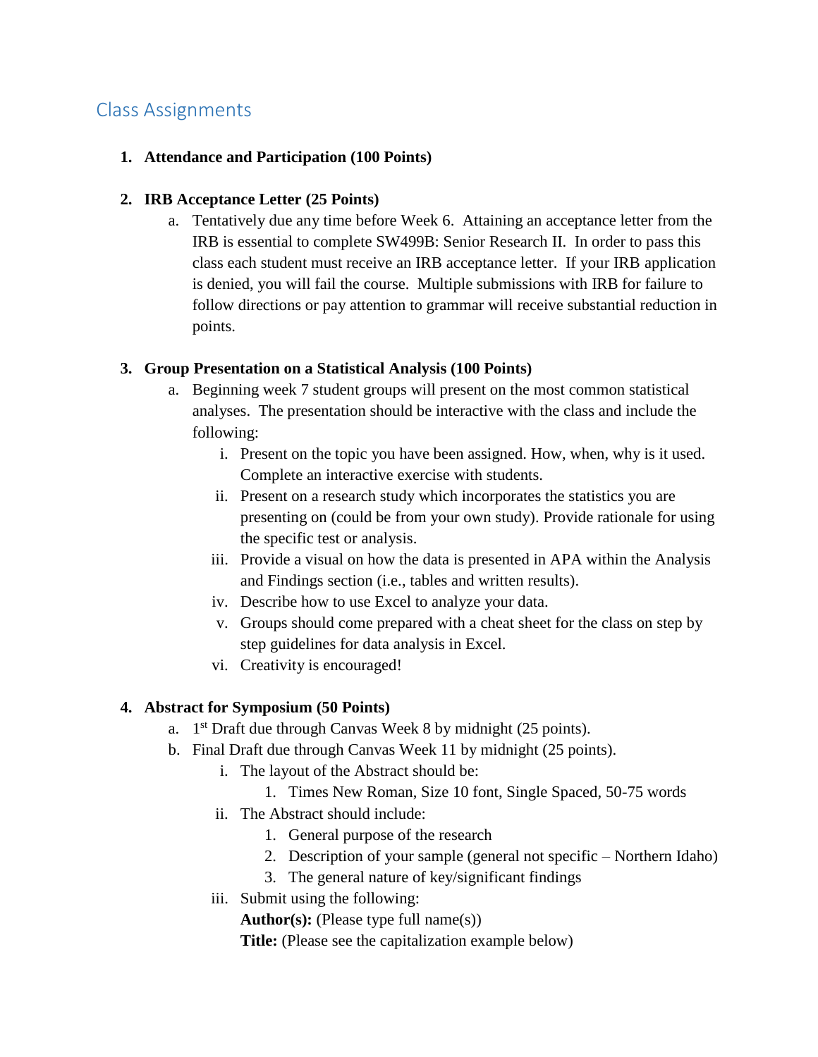## Class Assignments

1. **Attendance and Participation (100 Points)**

2. **IRB Acceptance Letter (25 Points)**
   a. Tentatively due any time before Week 6. Attaining an acceptance letter from the IRB is essential to complete SW499B: Senior Research II. In order to pass this class each student must receive an IRB acceptance letter. If your IRB application is denied, you will fail the course. Multiple submissions with IRB for failure to follow directions or pay attention to grammar will receive substantial reduction in points.

3. **Group Presentation on a Statistical Analysis (100 Points)**
   a. Beginning week 7 student groups will present on the most common statistical analyses. The presentation should be interactive with the class and include the following:
      i. Present on the topic you have been assigned. How, when, why is it used. Complete an interactive exercise with students.
      ii. Present on a research study which incorporates the statistics you are presenting on (could be from your own study). Provide rationale for using the specific test or analysis.
      iii. Provide a visual on how the data is presented in APA within the Analysis and Findings section (i.e., tables and written results).
      iv. Describe how to use Excel to analyze your data.
      v. Groups should come prepared with a cheat sheet for the class on step by step guidelines for data analysis in Excel.
      vi. Creativity is encouraged!

4. **Abstract for Symposium (50 Points)**
   a. 1st Draft due through Canvas Week 8 by midnight (25 points).
   b. Final Draft due through Canvas Week 11 by midnight (25 points).
      i. The layout of the Abstract should be:
         1. Times New Roman, Size 10 font, Single Spaced, 50-75 words
      ii. The Abstract should include:
         1. General purpose of the research
         2. Description of your sample (general not specific – Northern Idaho)
         3. The general nature of key/significant findings
      iii. Submit using the following:
         **Author(s):** (Please type full name(s))
         **Title:** (Please see the capitalization example below)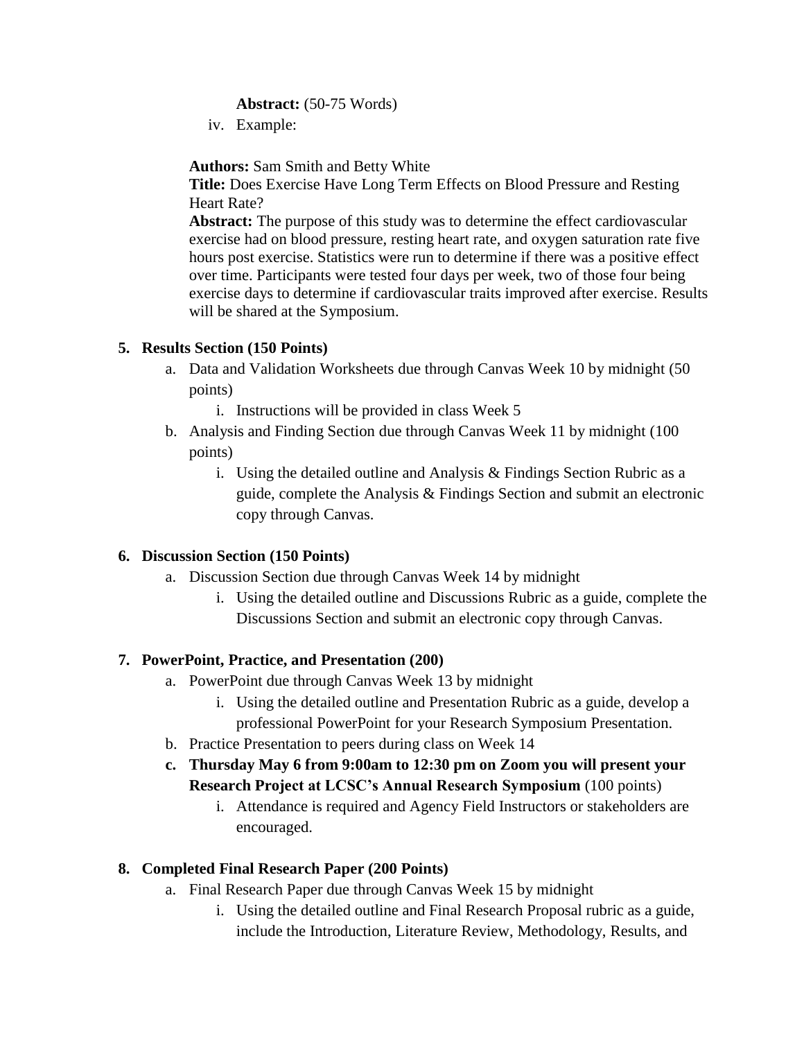**Abstract:** (50-75 Words)

iv. Example:

**Authors:** Sam Smith and Betty White
**Title:** Does Exercise Have Long Term Effects on Blood Pressure and Resting Heart Rate?
**Abstract:** The purpose of this study was to determine the effect cardiovascular exercise had on blood pressure, resting heart rate, and oxygen saturation rate five hours post exercise. Statistics were run to determine if there was a positive effect over time. Participants were tested four days per week, two of those four being exercise days to determine if cardiovascular traits improved after exercise. Results will be shared at the Symposium.

5. **Results Section (150 Points)**
   a. Data and Validation Worksheets due through Canvas Week 10 by midnight (50 points)
      i. Instructions will be provided in class Week 5
   b. Analysis and Finding Section due through Canvas Week 11 by midnight (100 points)
      i. Using the detailed outline and Analysis & Findings Section Rubric as a guide, complete the Analysis & Findings Section and submit an electronic copy through Canvas.

6. **Discussion Section (150 Points)**
   a. Discussion Section due through Canvas Week 14 by midnight
      i. Using the detailed outline and Discussions Rubric as a guide, complete the Discussions Section and submit an electronic copy through Canvas.

7. **PowerPoint, Practice, and Presentation (200)**
   a. PowerPoint due through Canvas Week 13 by midnight
      i. Using the detailed outline and Presentation Rubric as a guide, develop a professional PowerPoint for your Research Symposium Presentation.
   b. Practice Presentation to peers during class on Week 14
   c. **Thursday May 6 from 9:00am to 12:30 pm on Zoom you will present your Research Project at LCSC's Annual Research Symposium** (100 points)
      i. Attendance is required and Agency Field Instructors or stakeholders are encouraged.

8. **Completed Final Research Paper (200 Points)**
   a. Final Research Paper due through Canvas Week 15 by midnight
      i. Using the detailed outline and Final Research Proposal rubric as a guide, include the Introduction, Literature Review, Methodology, Results, and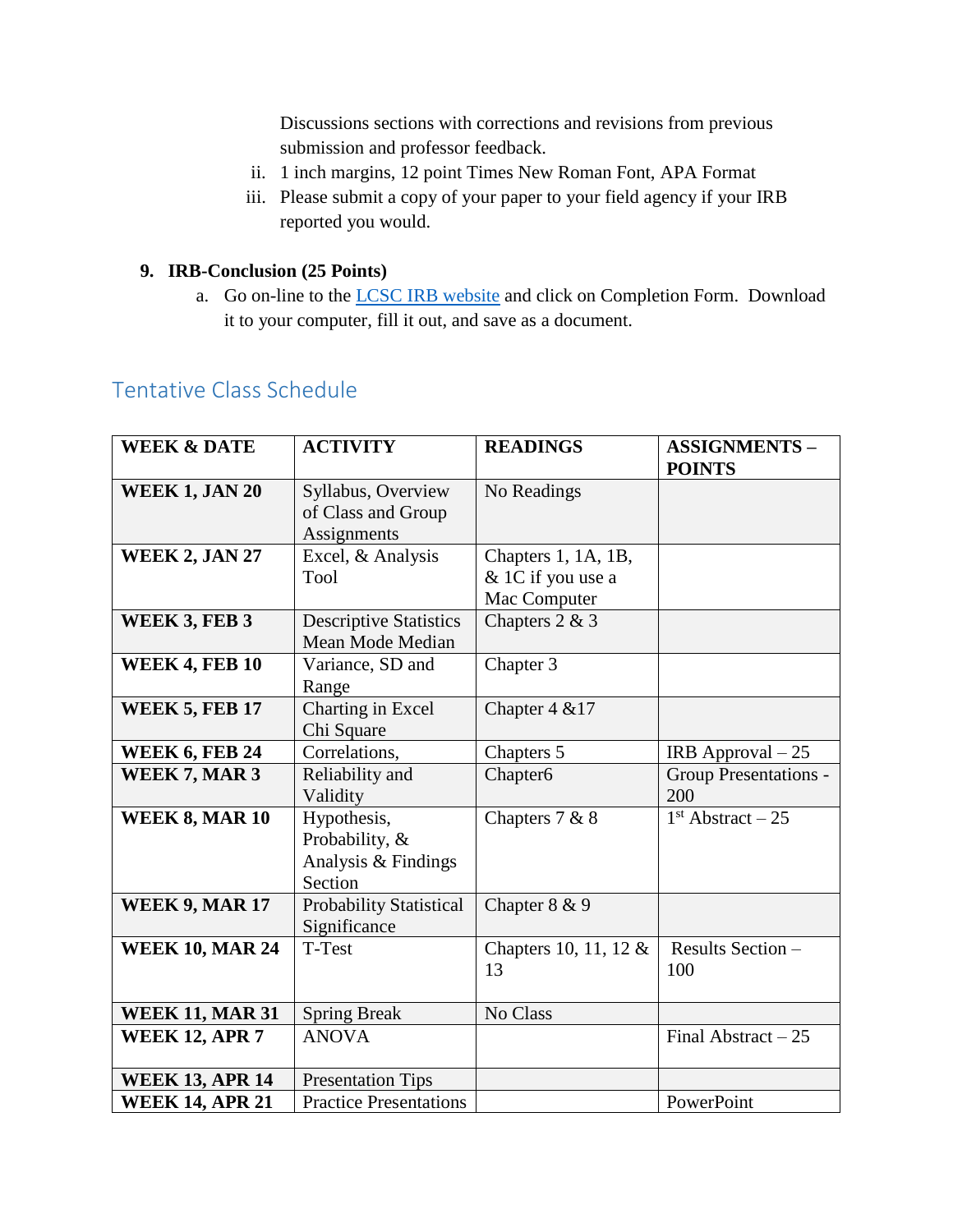Discussions sections with corrections and revisions from previous submission and professor feedback.

ii. 1 inch margins, 12 point Times New Roman Font, APA Format

iii. Please submit a copy of your paper to your field agency if your IRB reported you would.

**9. IRB-Conclusion (25 Points)**

a. Go on-line to the [LCSC IRB website]() and click on Completion Form. Download it to your computer, fill it out, and save as a document.

## Tentative Class Schedule

| WEEK & DATE | ACTIVITY | READINGS | ASSIGNMENTS – POINTS |
|---|---|---|---|
| **WEEK 1, JAN 20** | Syllabus, Overview of Class and Group Assignments | No Readings | |
| **WEEK 2, JAN 27** | Excel, & Analysis Tool | Chapters 1, 1A, 1B, & 1C if you use a Mac Computer | |
| **WEEK 3, FEB 3** | Descriptive Statistics Mean Mode Median | Chapters 2 & 3 | |
| **WEEK 4, FEB 10** | Variance, SD and Range | Chapter 3 | |
| **WEEK 5, FEB 17** | Charting in Excel Chi Square | Chapter 4 &17 | |
| **WEEK 6, FEB 24** | Correlations, | Chapters 5 | IRB Approval – 25 |
| **WEEK 7, MAR 3** | Reliability and Validity | Chapter6 | Group Presentations - 200 |
| **WEEK 8, MAR 10** | Hypothesis, Probability, & Analysis & Findings Section | Chapters 7 & 8 | 1st Abstract – 25 |
| **WEEK 9, MAR 17** | Probability Statistical Significance | Chapter 8 & 9 | |
| **WEEK 10, MAR 24** | T-Test | Chapters 10, 11, 12 & 13 | Results Section – 100 |
| **WEEK 11, MAR 31** | Spring Break | No Class | |
| **WEEK 12, APR 7** | ANOVA | | Final Abstract – 25 |
| **WEEK 13, APR 14** | Presentation Tips | | |
| **WEEK 14, APR 21** | Practice Presentations | | PowerPoint |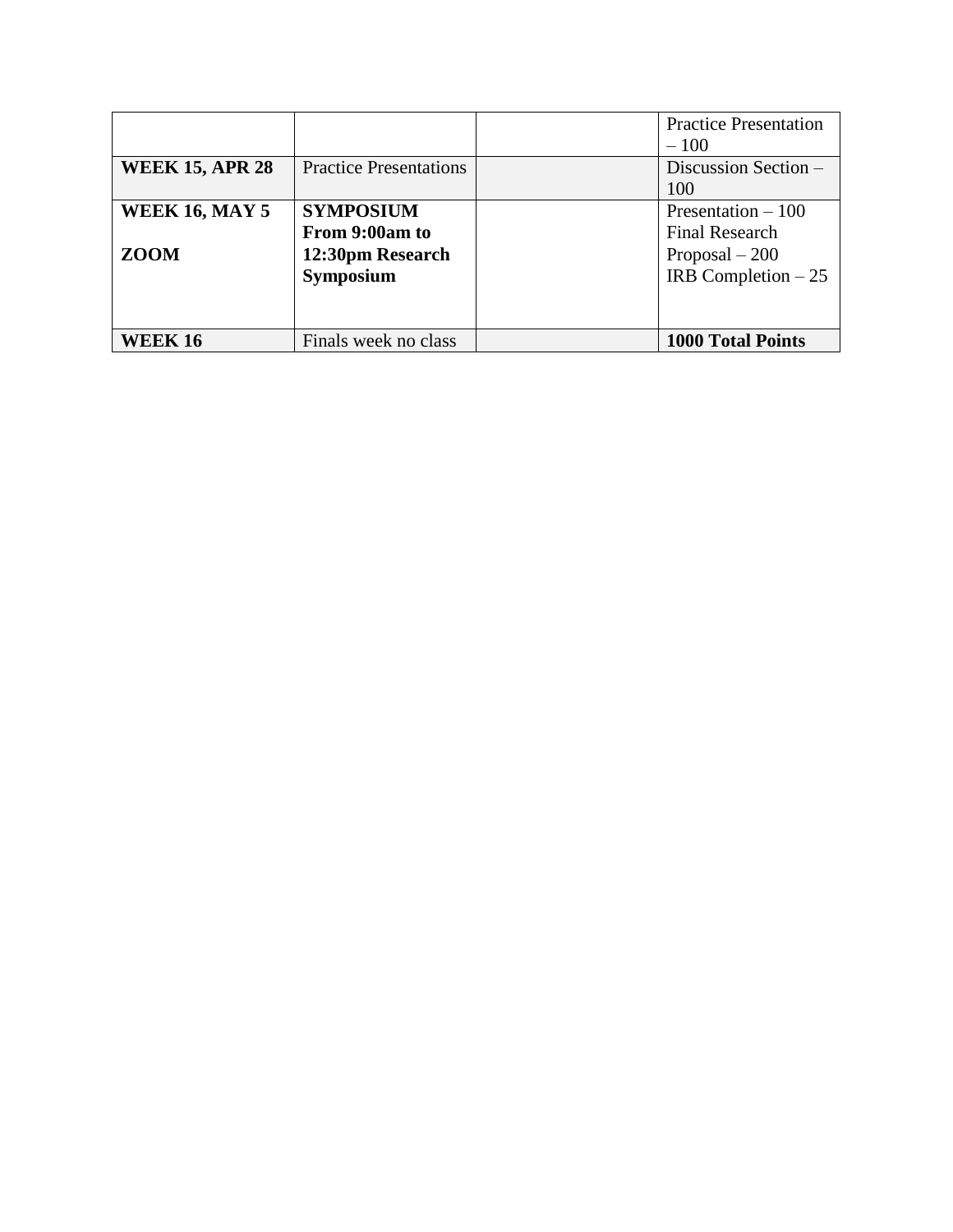| | | | |
|---|---|---|---|
| | | | Practice Presentation – 100 |
| **WEEK 15, APR 28** | Practice Presentations | | Discussion Section – 100 |
| **WEEK 16, MAY 5**<br><br>**ZOOM** | **SYMPOSIUM From 9:00am to 12:30pm Research Symposium** | | Presentation – 100<br>Final Research Proposal – 200<br>IRB Completion – 25 |
| **WEEK 16** | Finals week no class | | **1000 Total Points** |